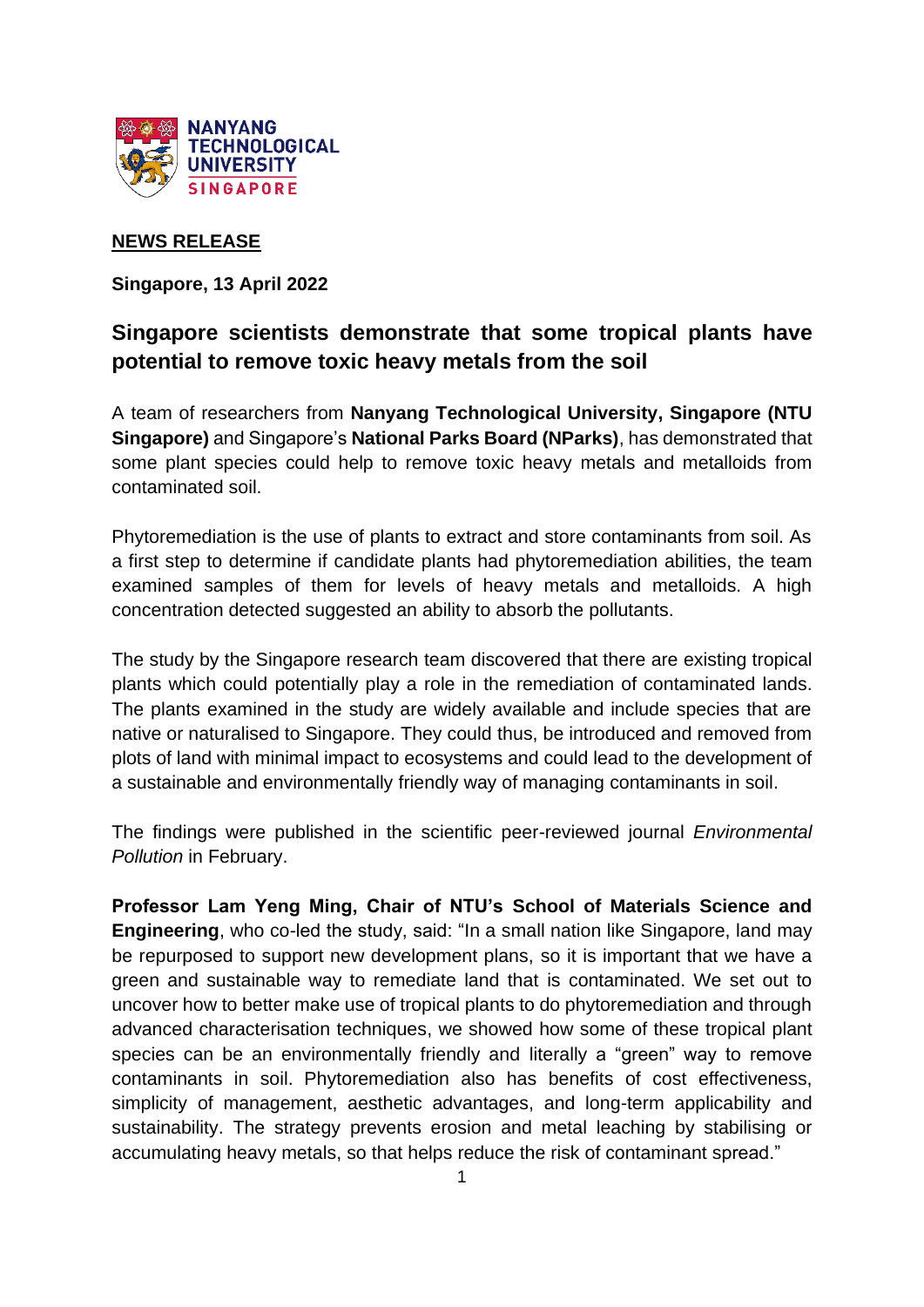**NEWS RELEASE**

**Singapore, 13 April 2022**

## Singapore scientists demonstrate that some tropical plants have potential to remove toxic heavy metals from the soil

A team of researchers from **Nanyang Technological University, Singapore (NTU Singapore)** and Singapore's **National Parks Board (NParks)**, has demonstrated that some plant species could help to remove toxic heavy metals and metalloids from contaminated soil.

Phytoremediation is the use of plants to extract and store contaminants from soil. As a first step to determine if candidate plants had phytoremediation abilities, the team examined samples of them for levels of heavy metals and metalloids. A high concentration detected suggested an ability to absorb the pollutants.

The study by the Singapore research team discovered that there are existing tropical plants which could potentially play a role in the remediation of contaminated lands. The plants examined in the study are widely available and include species that are native or naturalised to Singapore. They could thus, be introduced and removed from plots of land with minimal impact to ecosystems and could lead to the development of a sustainable and environmentally friendly way of managing contaminants in soil.

The findings were published in the scientific peer-reviewed journal *Environmental Pollution* in February.

**Professor Lam Yeng Ming, Chair of NTU's School of Materials Science and Engineering**, who co-led the study, said: "In a small nation like Singapore, land may be repurposed to support new development plans, so it is important that we have a green and sustainable way to remediate land that is contaminated. We set out to uncover how to better make use of tropical plants to do phytoremediation and through advanced characterisation techniques, we showed how some of these tropical plant species can be an environmentally friendly and literally a "green" way to remove contaminants in soil. Phytoremediation also has benefits of cost effectiveness, simplicity of management, aesthetic advantages, and long-term applicability and sustainability. The strategy prevents erosion and metal leaching by stabilising or accumulating heavy metals, so that helps reduce the risk of contaminant spread."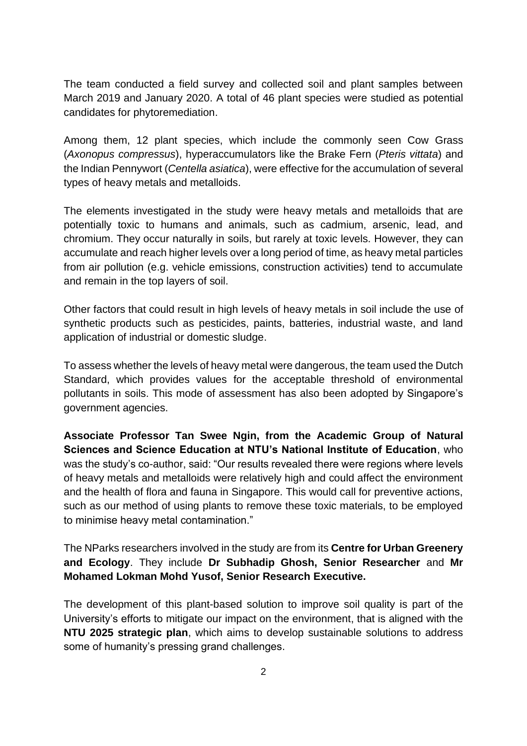The team conducted a field survey and collected soil and plant samples between March 2019 and January 2020. A total of 46 plant species were studied as potential candidates for phytoremediation.

Among them, 12 plant species, which include the commonly seen Cow Grass (*Axonopus compressus*), hyperaccumulators like the Brake Fern (*Pteris vittata*) and the Indian Pennywort (*Centella asiatica*), were effective for the accumulation of several types of heavy metals and metalloids.

The elements investigated in the study were heavy metals and metalloids that are potentially toxic to humans and animals, such as cadmium, arsenic, lead, and chromium. They occur naturally in soils, but rarely at toxic levels. However, they can accumulate and reach higher levels over a long period of time, as heavy metal particles from air pollution (e.g. vehicle emissions, construction activities) tend to accumulate and remain in the top layers of soil.

Other factors that could result in high levels of heavy metals in soil include the use of synthetic products such as pesticides, paints, batteries, industrial waste, and land application of industrial or domestic sludge.

To assess whether the levels of heavy metal were dangerous, the team used the Dutch Standard, which provides values for the acceptable threshold of environmental pollutants in soils. This mode of assessment has also been adopted by Singapore's government agencies.

**Associate Professor Tan Swee Ngin, from the Academic Group of Natural Sciences and Science Education at NTU's National Institute of Education**, who was the study's co-author, said: "Our results revealed there were regions where levels of heavy metals and metalloids were relatively high and could affect the environment and the health of flora and fauna in Singapore. This would call for preventive actions, such as our method of using plants to remove these toxic materials, to be employed to minimise heavy metal contamination."

The NParks researchers involved in the study are from its **Centre for Urban Greenery and Ecology**. They include **Dr Subhadip Ghosh, Senior Researcher** and **Mr Mohamed Lokman Mohd Yusof, Senior Research Executive.**

The development of this plant-based solution to improve soil quality is part of the University's efforts to mitigate our impact on the environment, that is aligned with the **NTU 2025 strategic plan**, which aims to develop sustainable solutions to address some of humanity's pressing grand challenges.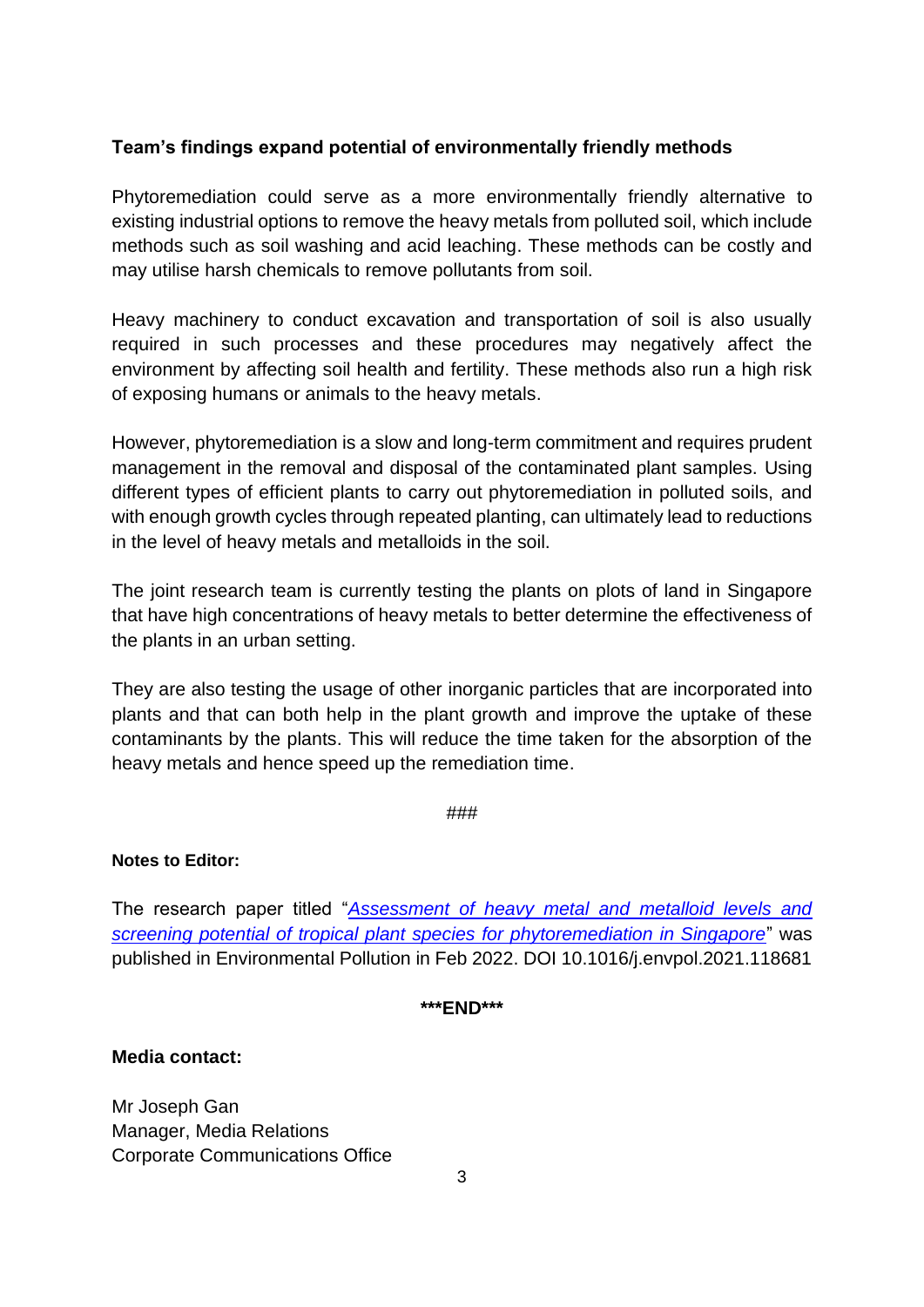**Team's findings expand potential of environmentally friendly methods**

Phytoremediation could serve as a more environmentally friendly alternative to existing industrial options to remove the heavy metals from polluted soil, which include methods such as soil washing and acid leaching. These methods can be costly and may utilise harsh chemicals to remove pollutants from soil.

Heavy machinery to conduct excavation and transportation of soil is also usually required in such processes and these procedures may negatively affect the environment by affecting soil health and fertility. These methods also run a high risk of exposing humans or animals to the heavy metals.

However, phytoremediation is a slow and long-term commitment and requires prudent management in the removal and disposal of the contaminated plant samples. Using different types of efficient plants to carry out phytoremediation in polluted soils, and with enough growth cycles through repeated planting, can ultimately lead to reductions in the level of heavy metals and metalloids in the soil.

The joint research team is currently testing the plants on plots of land in Singapore that have high concentrations of heavy metals to better determine the effectiveness of the plants in an urban setting.

They are also testing the usage of other inorganic particles that are incorporated into plants and that can both help in the plant growth and improve the uptake of these contaminants by the plants. This will reduce the time taken for the absorption of the heavy metals and hence speed up the remediation time.

###

**Notes to Editor:**

The research paper titled "*Assessment of heavy metal and metalloid levels and screening potential of tropical plant species for phytoremediation in Singapore*" was published in Environmental Pollution in Feb 2022. DOI 10.1016/j.envpol.2021.118681

**\*\*\*END\*\*\***

**Media contact:**

Mr Joseph Gan
Manager, Media Relations
Corporate Communications Office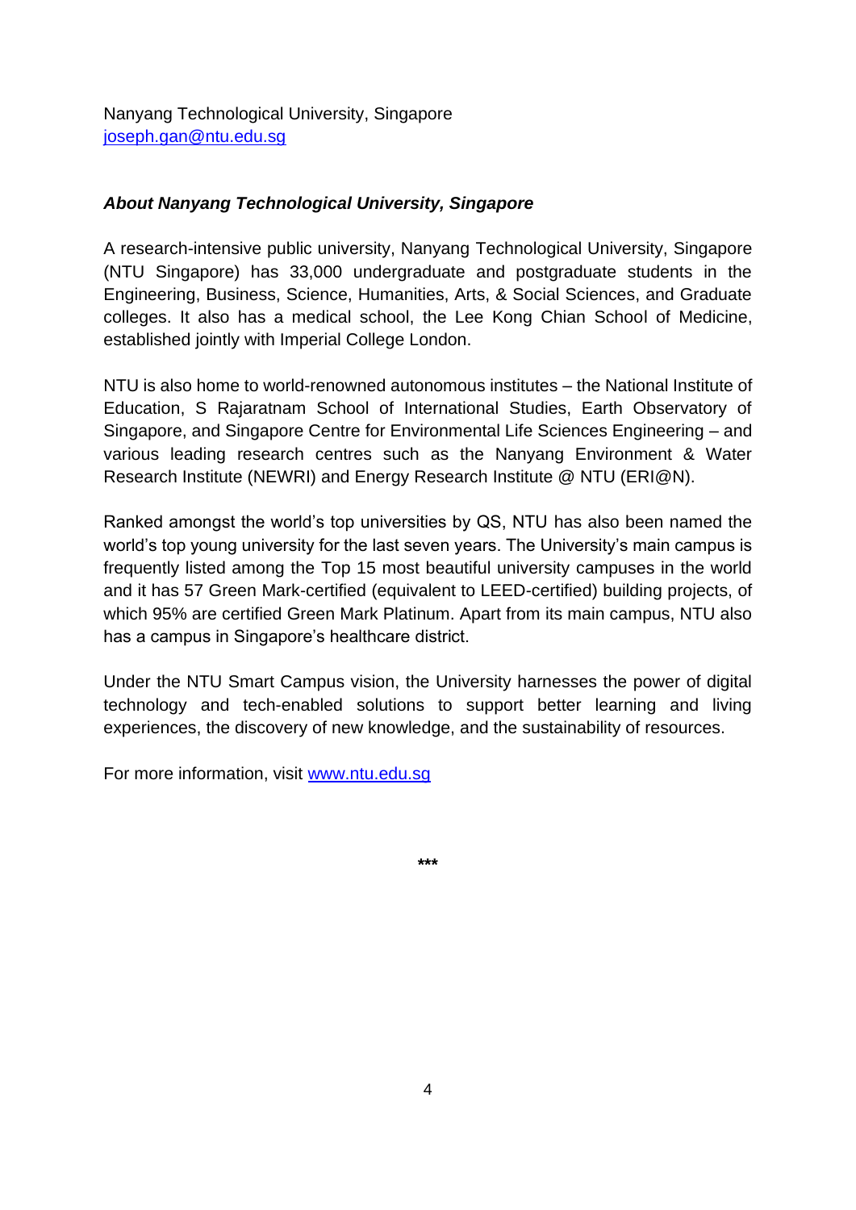Nanyang Technological University, Singapore
joseph.gan@ntu.edu.sg

***About Nanyang Technological University, Singapore***

A research-intensive public university, Nanyang Technological University, Singapore (NTU Singapore) has 33,000 undergraduate and postgraduate students in the Engineering, Business, Science, Humanities, Arts, & Social Sciences, and Graduate colleges. It also has a medical school, the Lee Kong Chian School of Medicine, established jointly with Imperial College London.

NTU is also home to world-renowned autonomous institutes – the National Institute of Education, S Rajaratnam School of International Studies, Earth Observatory of Singapore, and Singapore Centre for Environmental Life Sciences Engineering – and various leading research centres such as the Nanyang Environment & Water Research Institute (NEWRI) and Energy Research Institute @ NTU (ERI@N).

Ranked amongst the world's top universities by QS, NTU has also been named the world's top young university for the last seven years. The University's main campus is frequently listed among the Top 15 most beautiful university campuses in the world and it has 57 Green Mark-certified (equivalent to LEED-certified) building projects, of which 95% are certified Green Mark Platinum. Apart from its main campus, NTU also has a campus in Singapore's healthcare district.

Under the NTU Smart Campus vision, the University harnesses the power of digital technology and tech-enabled solutions to support better learning and living experiences, the discovery of new knowledge, and the sustainability of resources.

For more information, visit www.ntu.edu.sg

***